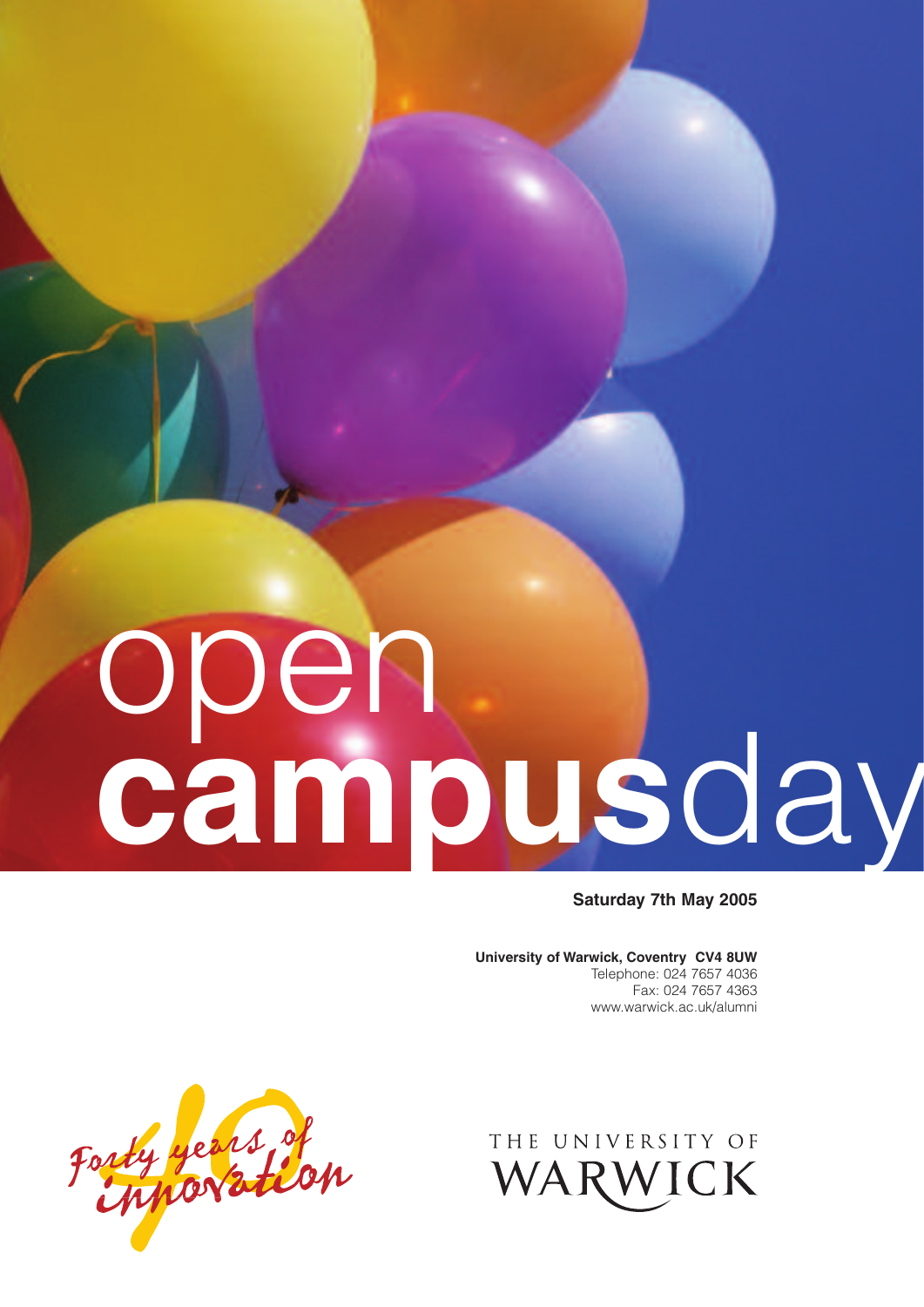# open **campus**day

**Saturday 7th May 2005**

**University of Warwick, Coventry CV4 8UW**
Telephone: 024 7657 4036
Fax: 024 7657 4363
www.warwick.ac.uk/alumni

Forty years of innovation

THE UNIVERSITY OF WARWICK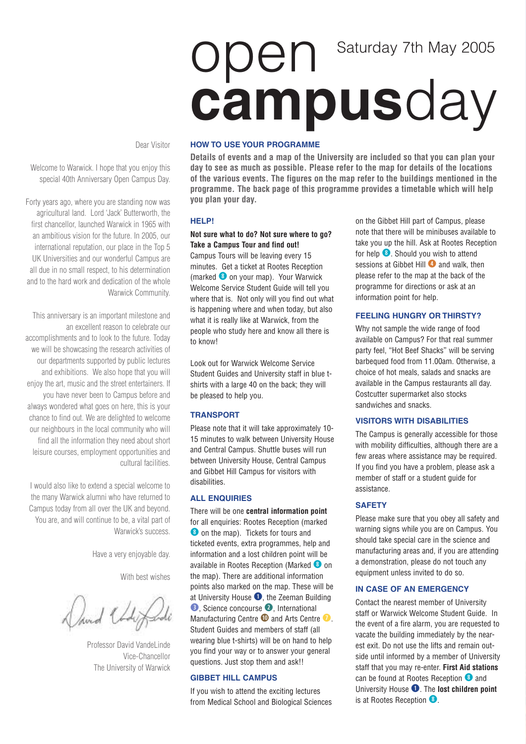# open campusday

Saturday 7th May 2005

Dear Visitor

Welcome to Warwick. I hope that you enjoy this special 40th Anniversary Open Campus Day.

Forty years ago, where you are standing now was agricultural land. Lord 'Jack' Butterworth, the first chancellor, launched Warwick in 1965 with an ambitious vision for the future. In 2005, our international reputation, our place in the Top 5 UK Universities and our wonderful Campus are all due in no small respect, to his determination and to the hard work and dedication of the whole Warwick Community.

This anniversary is an important milestone and an excellent reason to celebrate our accomplishments and to look to the future. Today we will be showcasing the research activities of our departments supported by public lectures and exhibitions. We also hope that you will enjoy the art, music and the street entertainers. If you have never been to Campus before and always wondered what goes on here, this is your chance to find out. We are delighted to welcome our neighbours in the local community who will find all the information they need about short leisure courses, employment opportunities and cultural facilities.

I would also like to extend a special welcome to the many Warwick alumni who have returned to Campus today from all over the UK and beyond. You are, and will continue to be, a vital part of Warwick's success.

Have a very enjoyable day.

With best wishes

Professor David VandeLinde
Vice-Chancellor
The University of Warwick

## HOW TO USE YOUR PROGRAMME

**Details of events and a map of the University are included so that you can plan your day to see as much as possible. Please refer to the map for details of the locations of the various events. The figures on the map refer to the buildings mentioned in the programme. The back page of this programme provides a timetable which will help you plan your day.**

## HELP!

**Not sure what to do? Not sure where to go? Take a Campus Tour and find out!**
Campus Tours will be leaving every 15 minutes. Get a ticket at Rootes Reception (marked 8 on your map). Your Warwick Welcome Service Student Guide will tell you where that is. Not only will you find out what is happening where and when today, but also what it is really like at Warwick, from the people who study here and know all there is to know!

Look out for Warwick Welcome Service Student Guides and University staff in blue t-shirts with a large 40 on the back; they will be pleased to help you.

## TRANSPORT

Please note that it will take approximately 10-15 minutes to walk between University House and Central Campus. Shuttle buses will run between University House, Central Campus and Gibbet Hill Campus for visitors with disabilities.

## ALL ENQUIRIES

There will be one **central information point** for all enquiries: Rootes Reception (marked 8 on the map). Tickets for tours and ticketed events, extra programmes, help and information and a lost children point will be available in Rootes Reception (Marked 8 on the map). There are additional information points also marked on the map. These will be at University House 1, the Zeeman Building 3, Science concourse 2, International Manufacturing Centre 10 and Arts Centre 7. Student Guides and members of staff (all wearing blue t-shirts) will be on hand to help you find your way or to answer your general questions. Just stop them and ask!!

## GIBBET HILL CAMPUS

If you wish to attend the exciting lectures from Medical School and Biological Sciences on the Gibbet Hill part of Campus, please note that there will be minibuses available to take you up the hill. Ask at Rootes Reception for help 8. Should you wish to attend sessions at Gibbet Hill 4 and walk, then please refer to the map at the back of the programme for directions or ask at an information point for help.

## FEELING HUNGRY OR THIRSTY?

Why not sample the wide range of food available on Campus? For that real summer party feel, "Hot Beef Shacks" will be serving barbequed food from 11.00am. Otherwise, a choice of hot meals, salads and snacks are available in the Campus restaurants all day. Costcutter supermarket also stocks sandwiches and snacks.

## VISITORS WITH DISABILITIES

The Campus is generally accessible for those with mobility difficulties, although there are a few areas where assistance may be required. If you find you have a problem, please ask a member of staff or a student guide for assistance.

## SAFETY

Please make sure that you obey all safety and warning signs while you are on Campus. You should take special care in the science and manufacturing areas and, if you are attending a demonstration, please do not touch any equipment unless invited to do so.

## IN CASE OF AN EMERGENCY

Contact the nearest member of University staff or Warwick Welcome Service Student Guide. In the event of a fire alarm, you are requested to vacate the building immediately by the nearest exit. Do not use the lifts and remain outside until informed by a member of University staff that you may re-enter. **First Aid stations** can be found at Rootes Reception 8 and University House 1. The **lost children point** is at Rootes Reception 8.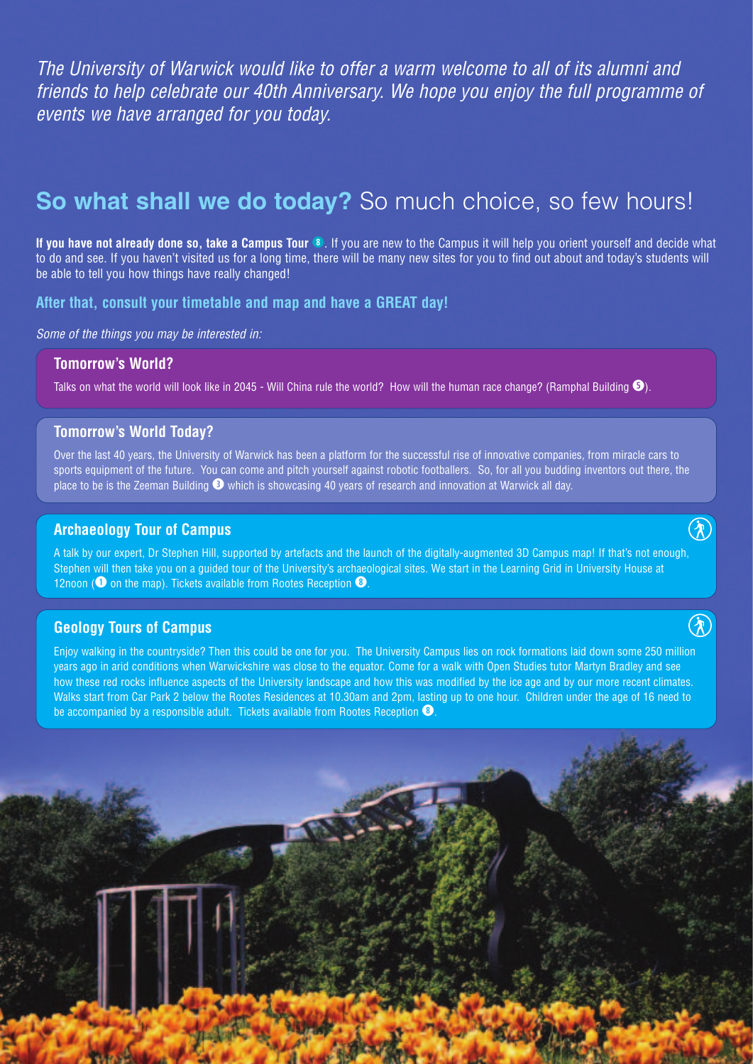*The University of Warwick would like to offer a warm welcome to all of its alumni and friends to help celebrate our 40th Anniversary. We hope you enjoy the full programme of events we have arranged for you today.*

## **So what shall we do today?** So much choice, so few hours!

**If you have not already done so, take a Campus Tour** ❽. If you are new to the Campus it will help you orient yourself and decide what to do and see. If you haven't visited us for a long time, there will be many new sites for you to find out about and today's students will be able to tell you how things have really changed!

**After that, consult your timetable and map and have a GREAT day!**

*Some of the things you may be interested in:*

### Tomorrow's World?

Talks on what the world will look like in 2045 - Will China rule the world? How will the human race change? (Ramphal Building ❺).

### Tomorrow's World Today?

Over the last 40 years, the University of Warwick has been a platform for the successful rise of innovative companies, from miracle cars to sports equipment of the future. You can come and pitch yourself against robotic footballers. So, for all you budding inventors out there, the place to be is the Zeeman Building ❸ which is showcasing 40 years of research and innovation at Warwick all day.

### Archaeology Tour of Campus

A talk by our expert, Dr Stephen Hill, supported by artefacts and the launch of the digitally-augmented 3D Campus map! If that's not enough, Stephen will then take you on a guided tour of the University's archaeological sites. We start in the Learning Grid in University House at 12noon (❶ on the map). Tickets available from Rootes Reception ❽.

### Geology Tours of Campus

Enjoy walking in the countryside? Then this could be one for you. The University Campus lies on rock formations laid down some 250 million years ago in arid conditions when Warwickshire was close to the equator. Come for a walk with Open Studies tutor Martyn Bradley and see how these red rocks influence aspects of the University landscape and how this was modified by the ice age and by our more recent climates. Walks start from Car Park 2 below the Rootes Residences at 10.30am and 2pm, lasting up to one hour. Children under the age of 16 need to be accompanied by a responsible adult. Tickets available from Rootes Reception ❽.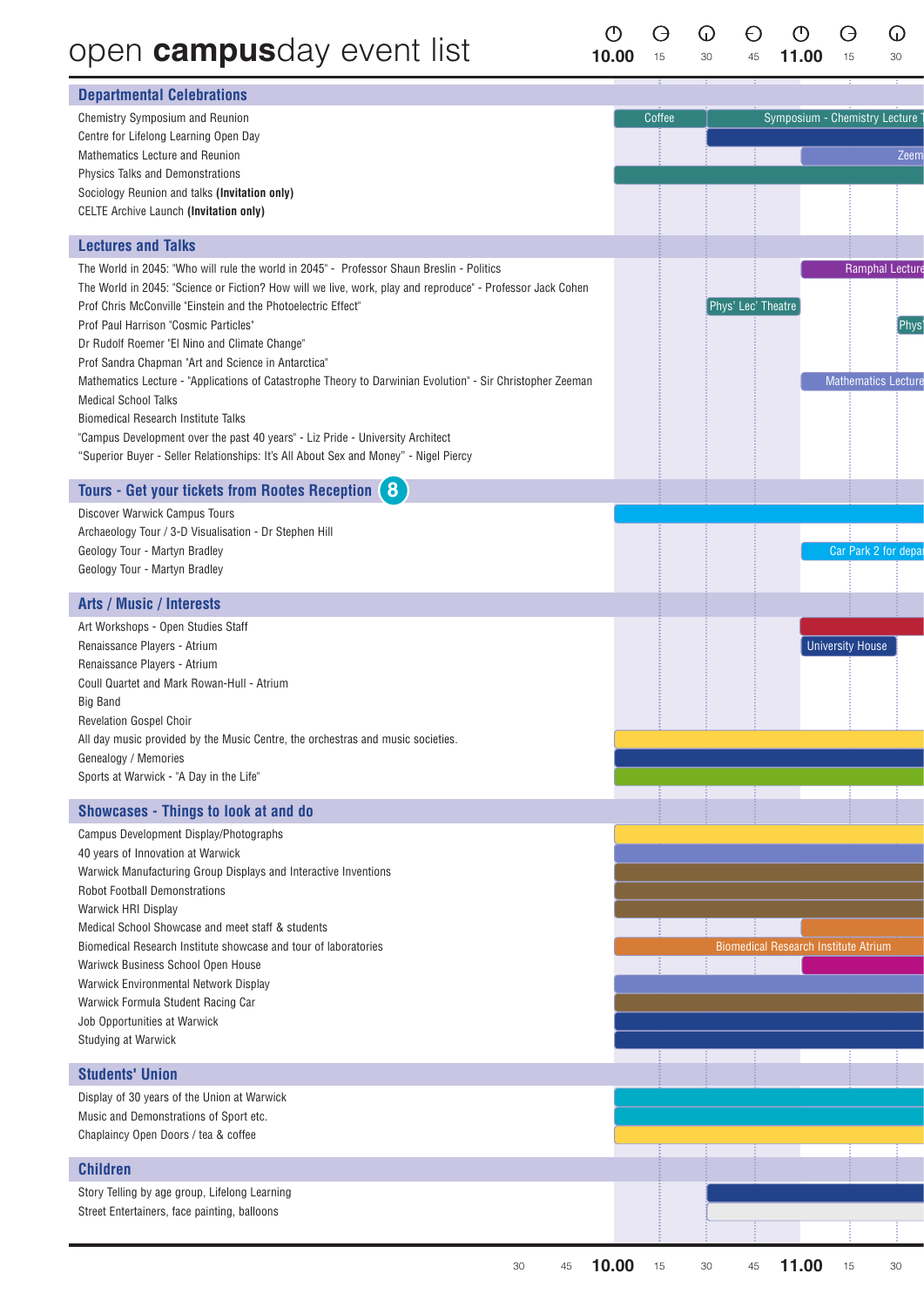# open **campus**day event list

10.00 | 15 | 30 | 45 | 11.00 | 15 | 30

## Departmental Celebrations

- Chemistry Symposium and Reunion — Coffee; Symposium - Chemistry Lecture T
- Centre for Lifelong Learning Open Day
- Mathematics Lecture and Reunion — Zeem
- Physics Talks and Demonstrations
- Sociology Reunion and talks **(Invitation only)**
- CELTE Archive Launch **(Invitation only)**

## Lectures and Talks

- The World in 2045: "Who will rule the world in 2045" - Professor Shaun Breslin - Politics — Ramphal Lecture
- The World in 2045: "Science or Fiction? How will we live, work, play and reproduce" - Professor Jack Cohen
- Prof Chris McConville "Einstein and the Photoelectric Effect" — Phys' Lec' Theatre
- Prof Paul Harrison "Cosmic Particles" — Phys'
- Dr Rudolf Roemer "El Nino and Climate Change"
- Prof Sandra Chapman "Art and Science in Antarctica"
- Mathematics Lecture - "Applications of Catastrophe Theory to Darwinian Evolution" - Sir Christopher Zeeman — Mathematics Lecture
- Medical School Talks
- Biomedical Research Institute Talks
- "Campus Development over the past 40 years" - Liz Pride - University Architect
- "Superior Buyer - Seller Relationships: It's All About Sex and Money" - Nigel Piercy

## Tours - Get your tickets from Rootes Reception 8

- Discover Warwick Campus Tours
- Archaeology Tour / 3-D Visualisation - Dr Stephen Hill
- Geology Tour - Martyn Bradley — Car Park 2 for depar
- Geology Tour - Martyn Bradley

## Arts / Music / Interests

- Art Workshops - Open Studies Staff
- Renaissance Players - Atrium — University House
- Renaissance Players - Atrium
- Coull Quartet and Mark Rowan-Hull - Atrium
- Big Band
- Revelation Gospel Choir
- All day music provided by the Music Centre, the orchestras and music societies.
- Genealogy / Memories
- Sports at Warwick - "A Day in the Life"

## Showcases - Things to look at and do

- Campus Development Display/Photographs
- 40 years of Innovation at Warwick
- Warwick Manufacturing Group Displays and Interactive Inventions
- Robot Football Demonstrations
- Warwick HRI Display
- Medical School Showcase and meet staff & students
- Biomedical Research Institute showcase and tour of laboratories — Biomedical Research Institute Atrium
- Wariwck Business School Open House
- Warwick Environmental Network Display
- Warwick Formula Student Racing Car
- Job Opportunities at Warwick
- Studying at Warwick

## Students' Union

- Display of 30 years of the Union at Warwick
- Music and Demonstrations of Sport etc.
- Chaplaincy Open Doors / tea & coffee

## Children

- Story Telling by age group, Lifelong Learning
- Street Entertainers, face painting, balloons

30 | 45 | 10.00 | 15 | 30 | 45 | 11.00 | 15 | 30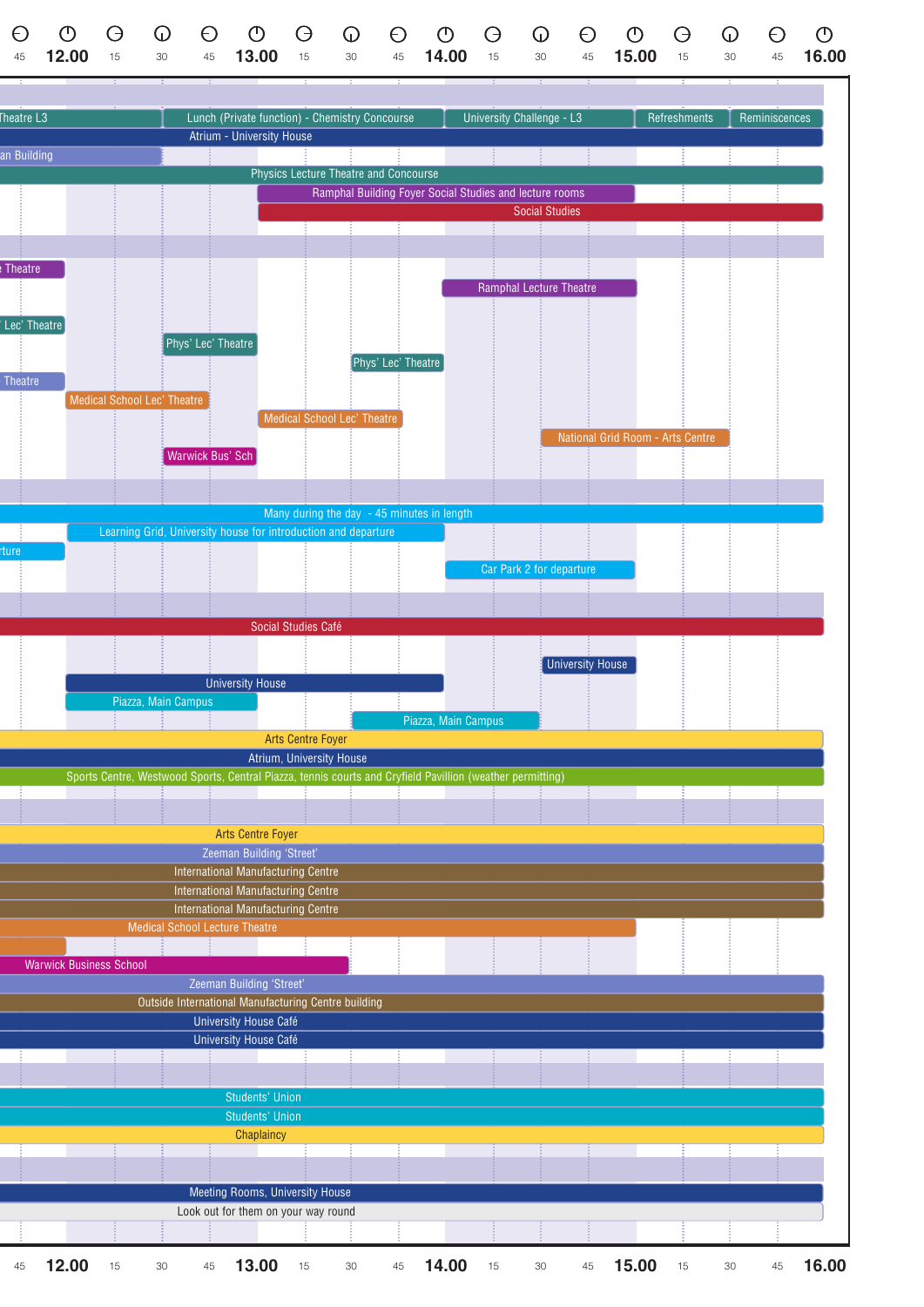| 45 | 12.00 | 15 | 30 | 45 | 13.00 | 15 | 30 | 45 | 14.00 | 15 | 30 | 45 | 15.00 | 15 | 30 | 45 | 16.00 |
|---|---|---|---|---|---|---|---|---|---|---|---|---|---|---|---|---|---|

Theatre L3 | Lunch (Private function) - Chemistry Concourse | University Challenge - L3 | Refreshments | Reminiscences

Atrium - University House

an Building

Physics Lecture Theatre and Concourse

Ramphal Building Foyer Social Studies and lecture rooms

Social Studies

Theatre

Ramphal Lecture Theatre

Lec' Theatre

Phys' Lec' Theatre

Phys' Lec' Theatre

Theatre

Medical School Lec' Theatre

Medical School Lec' Theatre

National Grid Room - Arts Centre

Warwick Bus' Sch

Many during the day - 45 minutes in length

Learning Grid, University house for introduction and departure

ture

Car Park 2 for departure

Social Studies Café

University House

University House

Piazza, Main Campus

Piazza, Main Campus

Arts Centre Foyer

Atrium, University House

Sports Centre, Westwood Sports, Central Piazza, tennis courts and Cryfield Pavillion (weather permitting)

Arts Centre Foyer

Zeeman Building 'Street'

International Manufacturing Centre

International Manufacturing Centre

International Manufacturing Centre

Medical School Lecture Theatre

Warwick Business School

Zeeman Building 'Street'

Outside International Manufacturing Centre building

University House Café

University House Café

Students' Union

Students' Union

Chaplaincy

Meeting Rooms, University House

Look out for them on your way round

| 45 | 12.00 | 15 | 30 | 45 | 13.00 | 15 | 30 | 45 | 14.00 | 15 | 30 | 45 | 15.00 | 15 | 30 | 45 | 16.00 |
|---|---|---|---|---|---|---|---|---|---|---|---|---|---|---|---|---|---|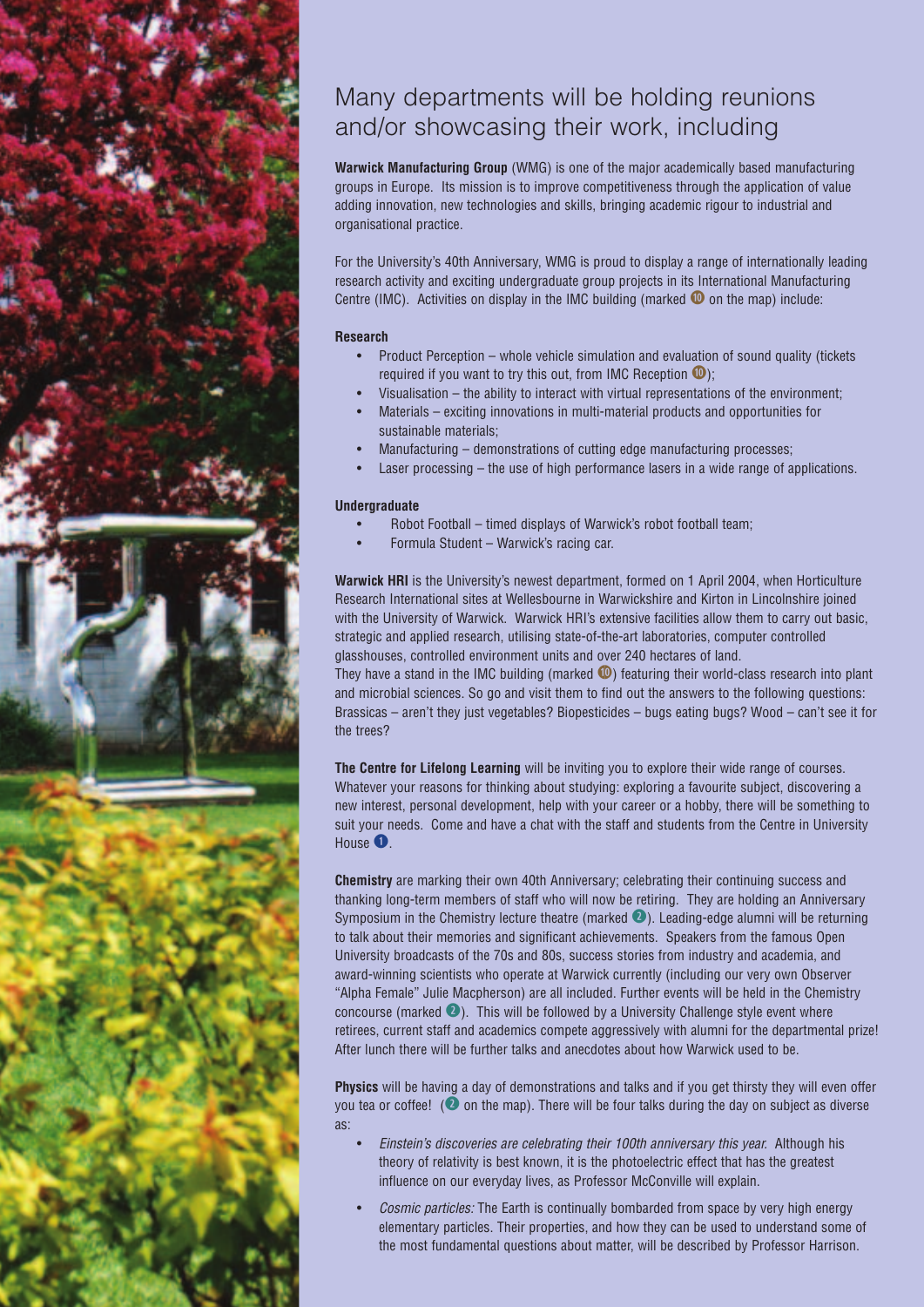# Many departments will be holding reunions and/or showcasing their work, including

**Warwick Manufacturing Group** (WMG) is one of the major academically based manufacturing groups in Europe. Its mission is to improve competitiveness through the application of value adding innovation, new technologies and skills, bringing academic rigour to industrial and organisational practice.

For the University's 40th Anniversary, WMG is proud to display a range of internationally leading research activity and exciting undergraduate group projects in its International Manufacturing Centre (IMC). Activities on display in the IMC building (marked ⑩ on the map) include:

**Research**

- Product Perception – whole vehicle simulation and evaluation of sound quality (tickets required if you want to try this out, from IMC Reception ⑩);
- Visualisation – the ability to interact with virtual representations of the environment;
- Materials – exciting innovations in multi-material products and opportunities for sustainable materials;
- Manufacturing – demonstrations of cutting edge manufacturing processes;
- Laser processing – the use of high performance lasers in a wide range of applications.

**Undergraduate**

- Robot Football – timed displays of Warwick's robot football team;
- Formula Student – Warwick's racing car.

**Warwick HRI** is the University's newest department, formed on 1 April 2004, when Horticulture Research International sites at Wellesbourne in Warwickshire and Kirton in Lincolnshire joined with the University of Warwick. Warwick HRI's extensive facilities allow them to carry out basic, strategic and applied research, utilising state-of-the-art laboratories, computer controlled glasshouses, controlled environment units and over 240 hectares of land.
They have a stand in the IMC building (marked ⑩) featuring their world-class research into plant and microbial sciences. So go and visit them to find out the answers to the following questions: Brassicas – aren't they just vegetables? Biopesticides – bugs eating bugs? Wood – can't see it for the trees?

**The Centre for Lifelong Learning** will be inviting you to explore their wide range of courses. Whatever your reasons for thinking about studying: exploring a favourite subject, discovering a new interest, personal development, help with your career or a hobby, there will be something to suit your needs. Come and have a chat with the staff and students from the Centre in University House ①.

**Chemistry** are marking their own 40th Anniversary; celebrating their continuing success and thanking long-term members of staff who will now be retiring. They are holding an Anniversary Symposium in the Chemistry lecture theatre (marked ②). Leading-edge alumni will be returning to talk about their memories and significant achievements. Speakers from the famous Open University broadcasts of the 70s and 80s, success stories from industry and academia, and award-winning scientists who operate at Warwick currently (including our very own Observer "Alpha Female" Julie Macpherson) are all included. Further events will be held in the Chemistry concourse (marked ②). This will be followed by a University Challenge style event where retirees, current staff and academics compete aggressively with alumni for the departmental prize! After lunch there will be further talks and anecdotes about how Warwick used to be.

**Physics** will be having a day of demonstrations and talks and if you get thirsty they will even offer you tea or coffee! (② on the map). There will be four talks during the day on subject as diverse as:

- *Einstein's discoveries are celebrating their 100th anniversary this year.* Although his theory of relativity is best known, it is the photoelectric effect that has the greatest influence on our everyday lives, as Professor McConville will explain.
- *Cosmic particles:* The Earth is continually bombarded from space by very high energy elementary particles. Their properties, and how they can be used to understand some of the most fundamental questions about matter, will be described by Professor Harrison.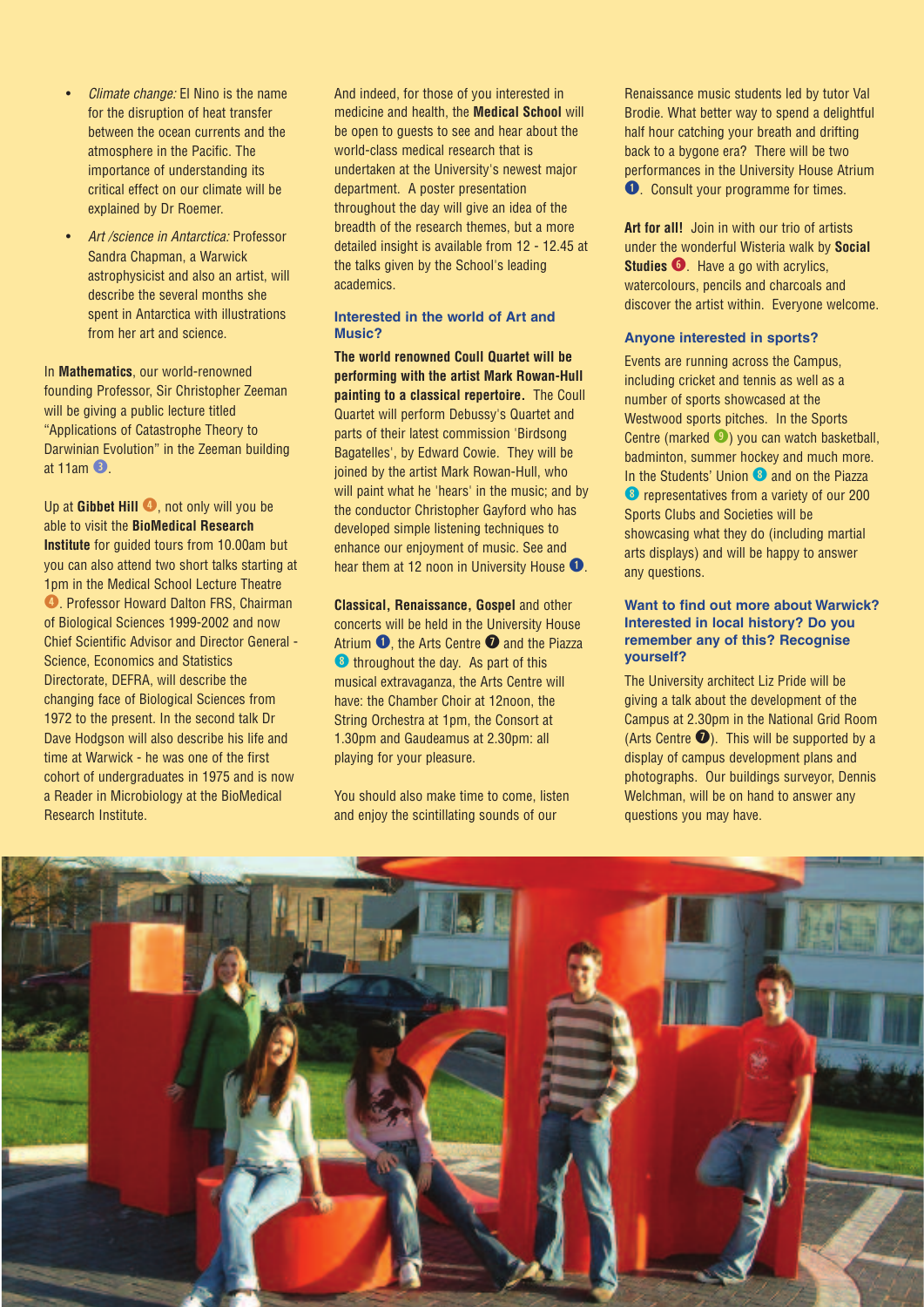- *Climate change:* El Nino is the name for the disruption of heat transfer between the ocean currents and the atmosphere in the Pacific. The importance of understanding its critical effect on our climate will be explained by Dr Roemer.
- *Art /science in Antarctica:* Professor Sandra Chapman, a Warwick astrophysicist and also an artist, will describe the several months she spent in Antarctica with illustrations from her art and science.

In **Mathematics**, our world-renowned founding Professor, Sir Christopher Zeeman will be giving a public lecture titled "Applications of Catastrophe Theory to Darwinian Evolution" in the Zeeman building at 11am 3.

Up at **Gibbet Hill** 4, not only will you be able to visit the **BioMedical Research Institute** for guided tours from 10.00am but you can also attend two short talks starting at 1pm in the Medical School Lecture Theatre 4. Professor Howard Dalton FRS, Chairman of Biological Sciences 1999-2002 and now Chief Scientific Advisor and Director General - Science, Economics and Statistics Directorate, DEFRA, will describe the changing face of Biological Sciences from 1972 to the present. In the second talk Dr Dave Hodgson will also describe his life and time at Warwick - he was one of the first cohort of undergraduates in 1975 and is now a Reader in Microbiology at the BioMedical Research Institute.

And indeed, for those of you interested in medicine and health, the **Medical School** will be open to guests to see and hear about the world-class medical research that is undertaken at the University's newest major department. A poster presentation throughout the day will give an idea of the breadth of the research themes, but a more detailed insight is available from 12 - 12.45 at the talks given by the School's leading academics.

### Interested in the world of Art and Music?

**The world renowned Coull Quartet will be performing with the artist Mark Rowan-Hull painting to a classical repertoire.** The Coull Quartet will perform Debussy's Quartet and parts of their latest commission 'Birdsong Bagatelles', by Edward Cowie. They will be joined by the artist Mark Rowan-Hull, who will paint what he 'hears' in the music; and by the conductor Christopher Gayford who has developed simple listening techniques to enhance our enjoyment of music. See and hear them at 12 noon in University House 1.

**Classical, Renaissance, Gospel** and other concerts will be held in the University House Atrium 1, the Arts Centre 7 and the Piazza 8 throughout the day. As part of this musical extravaganza, the Arts Centre will have: the Chamber Choir at 12noon, the String Orchestra at 1pm, the Consort at 1.30pm and Gaudeamus at 2.30pm: all playing for your pleasure.

You should also make time to come, listen and enjoy the scintillating sounds of our Renaissance music students led by tutor Val Brodie. What better way to spend a delightful half hour catching your breath and drifting back to a bygone era? There will be two performances in the University House Atrium 1. Consult your programme for times.

**Art for all!** Join in with our trio of artists under the wonderful Wisteria walk by **Social Studies** 6. Have a go with acrylics, watercolours, pencils and charcoals and discover the artist within. Everyone welcome.

### Anyone interested in sports?

Events are running across the Campus, including cricket and tennis as well as a number of sports showcased at the Westwood sports pitches. In the Sports Centre (marked 9) you can watch basketball, badminton, summer hockey and much more. In the Students' Union 8 and on the Piazza 8 representatives from a variety of our 200 Sports Clubs and Societies will be showcasing what they do (including martial arts displays) and will be happy to answer any questions.

### Want to find out more about Warwick? Interested in local history? Do you remember any of this? Recognise yourself?

The University architect Liz Pride will be giving a talk about the development of the Campus at 2.30pm in the National Grid Room (Arts Centre 7). This will be supported by a display of campus development plans and photographs. Our buildings surveyor, Dennis Welchman, will be on hand to answer any questions you may have.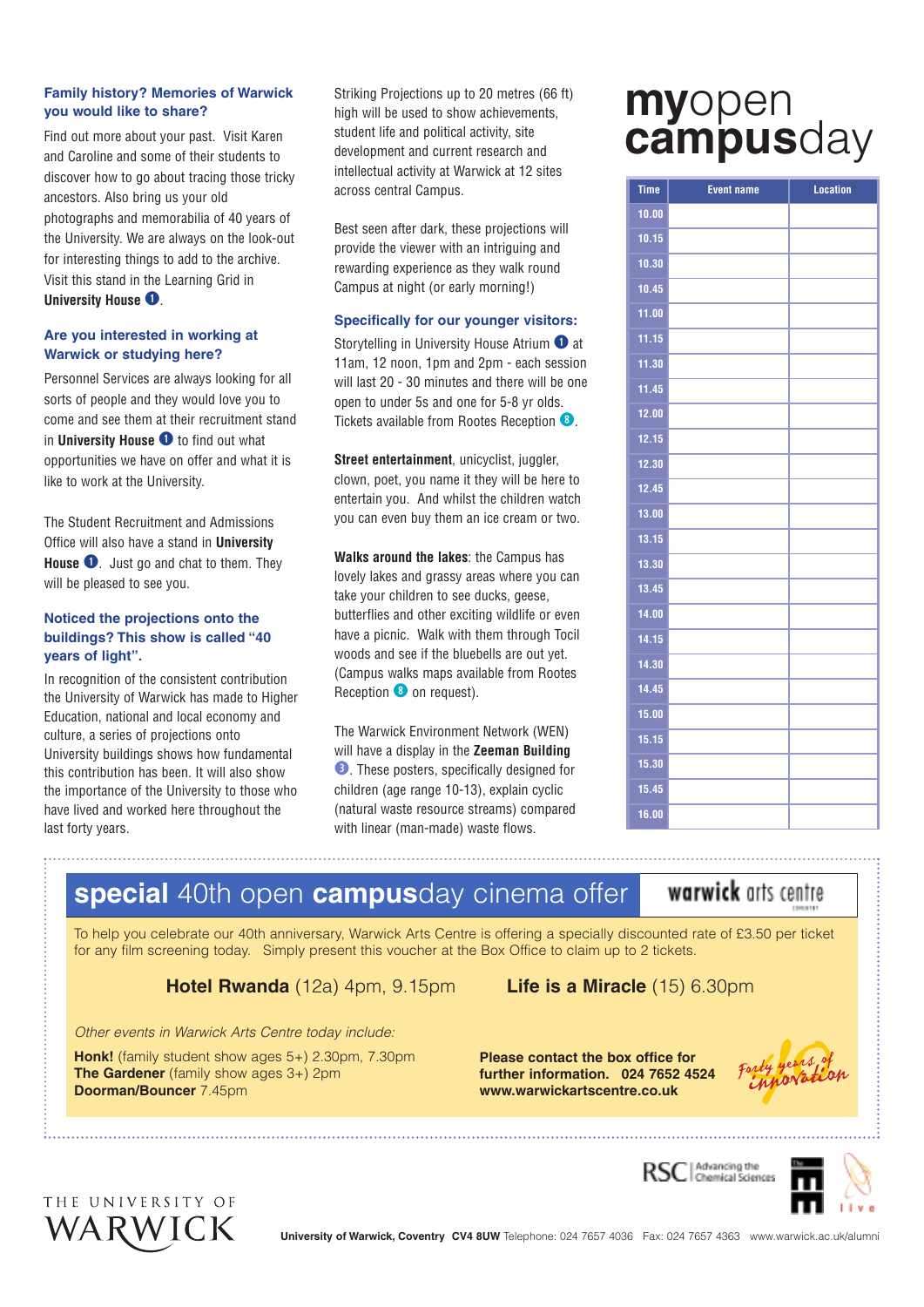### Family history? Memories of Warwick you would like to share?

Find out more about your past. Visit Karen and Caroline and some of their students to discover how to go about tracing those tricky ancestors. Also bring us your old photographs and memorabilia of 40 years of the University. We are always on the look-out for interesting things to add to the archive. Visit this stand in the Learning Grid in **University House** ❶.

### Are you interested in working at Warwick or studying here?

Personnel Services are always looking for all sorts of people and they would love you to come and see them at their recruitment stand in **University House** ❶ to find out what opportunities we have on offer and what it is like to work at the University.

The Student Recruitment and Admissions Office will also have a stand in **University House** ❶. Just go and chat to them. They will be pleased to see you.

### Noticed the projections onto the buildings? This show is called "40 years of light".

In recognition of the consistent contribution the University of Warwick has made to Higher Education, national and local economy and culture, a series of projections onto University buildings shows how fundamental this contribution has been. It will also show the importance of the University to those who have lived and worked here throughout the last forty years.

Striking Projections up to 20 metres (66 ft) high will be used to show achievements, student life and political activity, site development and current research and intellectual activity at Warwick at 12 sites across central Campus.

Best seen after dark, these projections will provide the viewer with an intriguing and rewarding experience as they walk round Campus at night (or early morning!)

### Specifically for our younger visitors:

Storytelling in University House Atrium ❶ at 11am, 12 noon, 1pm and 2pm - each session will last 20 - 30 minutes and there will be one open to under 5s and one for 5-8 yr olds. Tickets available from Rootes Reception ❽.

**Street entertainment**, unicyclist, juggler, clown, poet, you name it they will be here to entertain you. And whilst the children watch you can even buy them an ice cream or two.

**Walks around the lakes**: the Campus has lovely lakes and grassy areas where you can take your children to see ducks, geese, butterflies and other exciting wildlife or even have a picnic. Walk with them through Tocil woods and see if the bluebells are out yet. (Campus walks maps available from Rootes Reception ❽ on request).

The Warwick Environment Network (WEN) will have a display in the **Zeeman Building** ❸. These posters, specifically designed for children (age range 10-13), explain cyclic (natural waste resource streams) compared with linear (man-made) waste flows.

# **my**open **campus**day

| Time | Event name | Location |
|---|---|---|
| 10.00 | | |
| 10.15 | | |
| 10.30 | | |
| 10.45 | | |
| 11.00 | | |
| 11.15 | | |
| 11.30 | | |
| 11.45 | | |
| 12.00 | | |
| 12.15 | | |
| 12.30 | | |
| 12.45 | | |
| 13.00 | | |
| 13.15 | | |
| 13.30 | | |
| 13.45 | | |
| 14.00 | | |
| 14.15 | | |
| 14.30 | | |
| 14.45 | | |
| 15.00 | | |
| 15.15 | | |
| 15.30 | | |
| 15.45 | | |
| 16.00 | | |

## **special** 40th open **campus**day cinema offer

warwick arts centre

To help you celebrate our 40th anniversary, Warwick Arts Centre is offering a specially discounted rate of £3.50 per ticket for any film screening today. Simply present this voucher at the Box Office to claim up to 2 tickets.

**Hotel Rwanda** (12a) 4pm, 9.15pm

**Life is a Miracle** (15) 6.30pm

*Other events in Warwick Arts Centre today include:*

**Honk!** (family student show ages 5+) 2.30pm, 7.30pm
**The Gardener** (family show ages 3+) 2pm
**Doorman/Bouncer** 7.45pm

**Please contact the box office for further information. 024 7652 4524**
**www.warwickartscentre.co.uk**

Forty years of innovation

RSC | Advancing the Chemical Sciences

THE UNIVERSITY OF WARWICK

**University of Warwick, Coventry CV4 8UW** Telephone: 024 7657 4036 Fax: 024 7657 4363 www.warwick.ac.uk/alumni